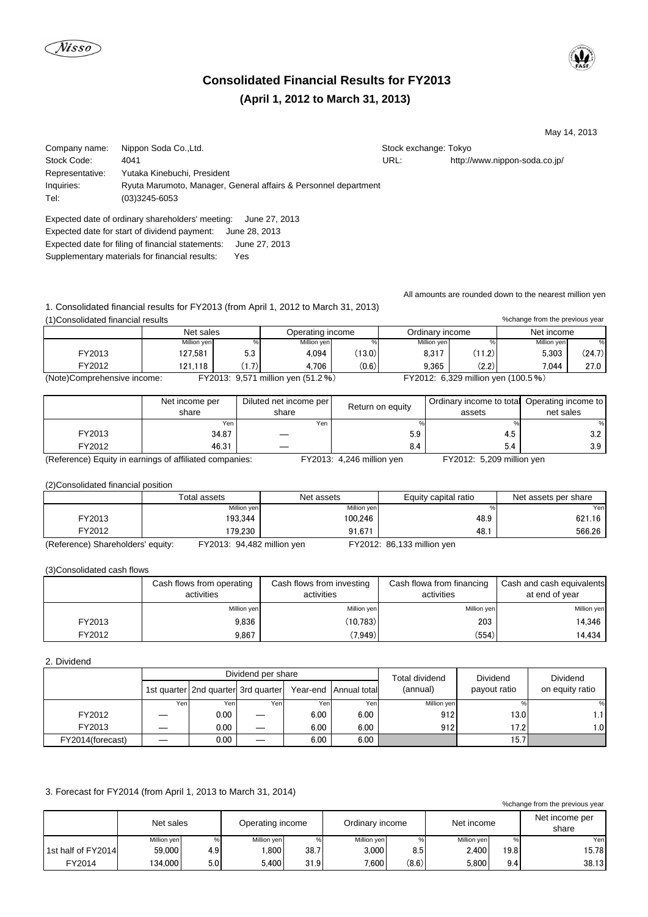Nisso

# Consolidated Financial Results for FY2013

## (April 1, 2012 to March 31, 2013)

May 14, 2013

| | | | |
|---|---|---|---|
| Company name: | Nippon Soda Co.,Ltd. | Stock exchange: | Tokyo |
| Stock Code: | 4041 | URL: | http://www.nippon-soda.co.jp/ |
| Representative: | Yutaka Kinebuchi, President | | |
| Inquiries: | Ryuta Marumoto, Manager, General affairs & Personnel department | | |
| Tel: | (03)3245-6053 | | |

Expected date of ordinary shareholders' meeting: June 27, 2013
Expected date for start of dividend payment: June 28, 2013
Expected date for filing of financial statements: June 27, 2013
Supplementary materials for financial results: Yes

All amounts are rounded down to the nearest million yen

1. Consolidated financial results for FY2013 (from April 1, 2012 to March 31, 2013)

(1)Consolidated financial results

%change from the previous year

| | Net sales | | Operating income | | Ordinary income | | Net income | |
|---|---|---|---|---|---|---|---|---|
| | Million yen | % | Million yen | % | Million yen | % | Million yen | % |
| FY2013 | 127,581 | 5.3 | 4,094 | (13.0) | 8,317 | (11.2) | 5,303 | (24.7) |
| FY2012 | 121,118 | (1.7) | 4,706 | (0.6) | 9,365 | (2.2) | 7,044 | 27.0 |

(Note)Comprehensive income: FY2013: 9,571 million yen (51.2%) FY2012: 6,329 million yen (100.5%)

| | Net income per share | Diluted net income per share | Return on equity | Ordinary income to total assets | Operating income to net sales |
|---|---|---|---|---|---|
| | Yen | Yen | % | % | % |
| FY2013 | 34.87 | — | 5.9 | 4.5 | 3.2 |
| FY2012 | 46.31 | — | 8.4 | 5.4 | 3.9 |

(Reference) Equity in earnings of affiliated companies: FY2013: 4,246 million yen FY2012: 5,209 million yen

(2)Consolidated financial position

| | Total assets | Net assets | Equity capital ratio | Net assets per share |
|---|---|---|---|---|
| | Million yen | Million yen | % | Yen |
| FY2013 | 193,344 | 100,246 | 48.9 | 621.16 |
| FY2012 | 179,230 | 91,671 | 48.1 | 566.26 |

(Reference) Shareholders' equity: FY2013: 94,482 million yen FY2012: 86,133 million yen

(3)Consolidated cash flows

| | Cash flows from operating activities | Cash flows from investing activities | Cash flowa from financing activities | Cash and cash equivalents at end of year |
|---|---|---|---|---|
| | Million yen | Million yen | Million yen | Million yen |
| FY2013 | 9,836 | (10,783) | 203 | 14,346 |
| FY2012 | 9,867 | (7,949) | (554) | 14,434 |

2. Dividend

| | Dividend per share | | | | | Total dividend (annual) | Dividend payout ratio | Dividend on equity ratio |
|---|---|---|---|---|---|---|---|---|
| | 1st quarter | 2nd quarter | 3rd quarter | Year-end | Annual total | | | |
| | Yen | Yen | Yen | Yen | Yen | Million yen | % | % |
| FY2012 | — | 0.00 | — | 6.00 | 6.00 | 912 | 13.0 | 1.1 |
| FY2013 | — | 0.00 | — | 6.00 | 6.00 | 912 | 17.2 | 1.0 |
| FY2014(forecast) | — | 0.00 | — | 6.00 | 6.00 | | 15.7 | |

3. Forecast for FY2014 (from April 1, 2013 to March 31, 2014)

%change from the previous year

| | Net sales | | Operating income | | Ordinary income | | Net income | | Net income per share |
|---|---|---|---|---|---|---|---|---|---|
| | Million yen | % | Million yen | % | Million yen | % | Million yen | % | Yen |
| 1st half of FY2014 | 59,000 | 4.9 | 1,800 | 38.7 | 3,000 | 8.5 | 2,400 | 19.8 | 15.78 |
| FY2014 | 134,000 | 5.0 | 5,400 | 31.9 | 7,600 | (8.6) | 5,800 | 9.4 | 38.13 |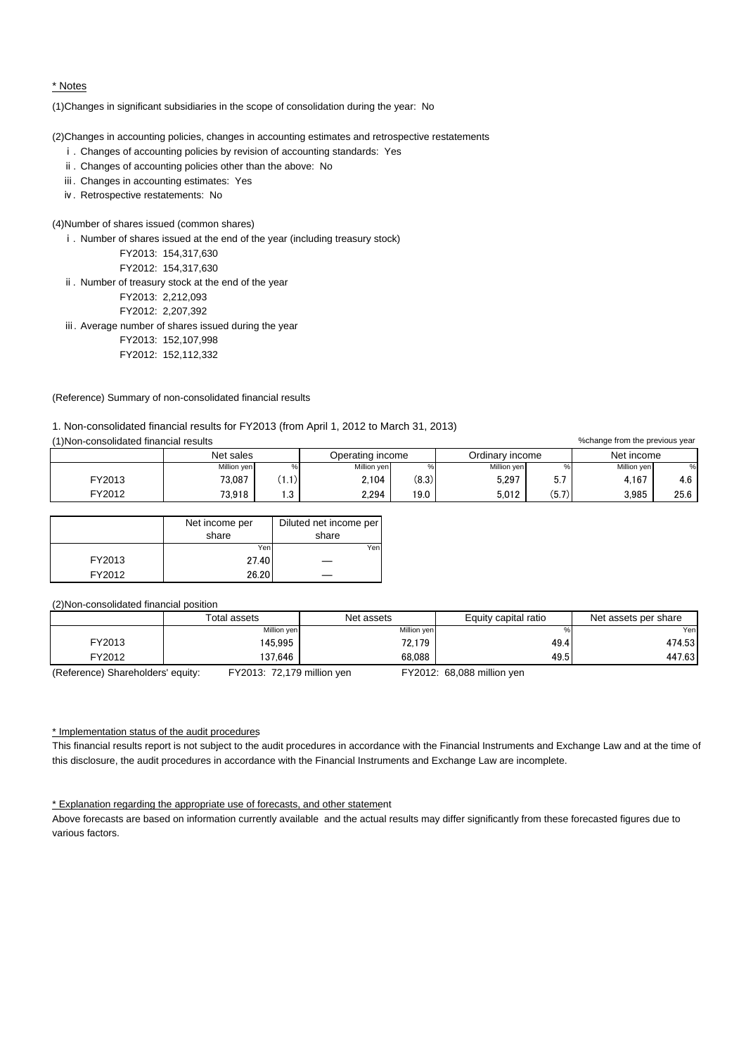\* Notes

(1)Changes in significant subsidiaries in the scope of consolidation during the year: No

(2)Changes in accounting policies, changes in accounting estimates and retrospective restatements

- ⅰ. Changes of accounting policies by revision of accounting standards: Yes
- ⅱ. Changes of accounting policies other than the above: No
- ⅲ. Changes in accounting estimates: Yes
- ⅳ. Retrospective restatements: No

(4)Number of shares issued (common shares)

- ⅰ. Number of shares issued at the end of the year (including treasury stock)
  - FY2013: 154,317,630
  - FY2012: 154,317,630
- ⅱ. Number of treasury stock at the end of the year
  - FY2013: 2,212,093
  - FY2012: 2,207,392
- ⅲ. Average number of shares issued during the year
  - FY2013: 152,107,998
  - FY2012: 152,112,332

(Reference) Summary of non-consolidated financial results

1. Non-consolidated financial results for FY2013 (from April 1, 2012 to March 31, 2013)

(1)Non-consolidated financial results

%change from the previous year

| | Net sales | | Operating income | | Ordinary income | | Net income | |
|---|---|---|---|---|---|---|---|---|
| | Million yen | % | Million yen | % | Million yen | % | Million yen | % |
| FY2013 | 73,087 | (1.1) | 2,104 | (8.3) | 5,297 | 5.7 | 4,167 | 4.6 |
| FY2012 | 73,918 | 1.3 | 2,294 | 19.0 | 5,012 | (5.7) | 3,985 | 25.6 |

| | Net income per share | Diluted net income per share |
|---|---|---|
| | Yen | Yen |
| FY2013 | 27.40 | — |
| FY2012 | 26.20 | — |

(2)Non-consolidated financial position

| | Total assets | Net assets | Equity capital ratio | Net assets per share |
|---|---|---|---|---|
| | Million yen | Million yen | % | Yen |
| FY2013 | 145,995 | 72,179 | 49.4 | 474.53 |
| FY2012 | 137,646 | 68,088 | 49.5 | 447.63 |

(Reference) Shareholders' equity: FY2013: 72,179 million yen FY2012: 68,088 million yen

\* Implementation status of the audit procedures

This financial results report is not subject to the audit procedures in accordance with the Financial Instruments and Exchange Law and at the time of this disclosure, the audit procedures in accordance with the Financial Instruments and Exchange Law are incomplete.

\* Explanation regarding the appropriate use of forecasts, and other statement

Above forecasts are based on information currently available and the actual results may differ significantly from these forecasted figures due to various factors.